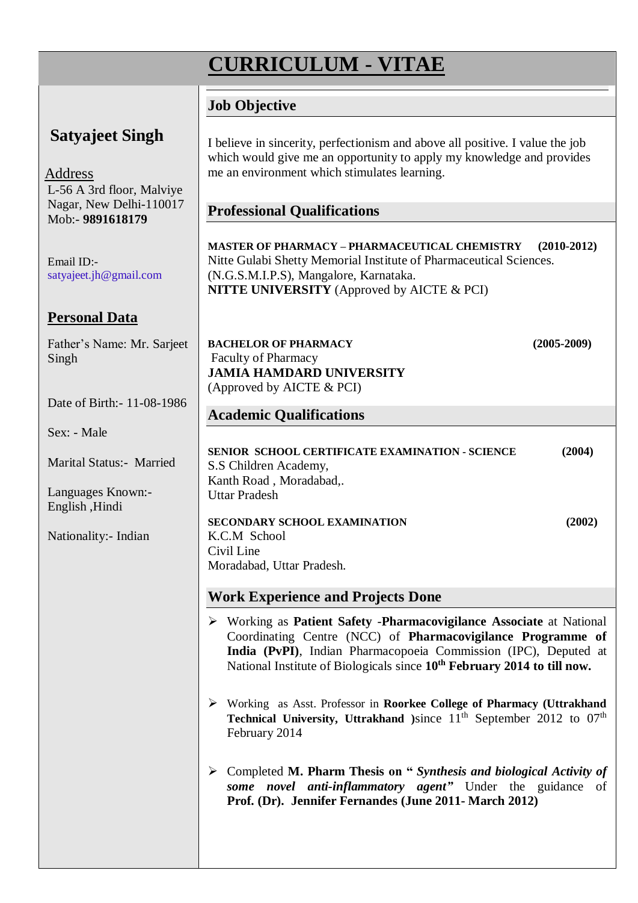# CURRICULUM - VITAE

## Satyajeet Singh

Address
L-56 A 3rd floor, Malviye Nagar, New Delhi-110017
Mob:- **9891618179**

Email ID:-
satyajeet.jh@gmail.com

## Personal Data

Father's Name: Mr. Sarjeet Singh

Date of Birth:- 11-08-1986

Sex: - Male

Marital Status:- Married

Languages Known:- English ,Hindi

Nationality:- Indian

## Job Objective

I believe in sincerity, perfectionism and above all positive. I value the job which would give me an opportunity to apply my knowledge and provides me an environment which stimulates learning.

## Professional Qualifications

**MASTER OF PHARMACY – PHARMACEUTICAL CHEMISTRY (2010-2012)**
Nitte Gulabi Shetty Memorial Institute of Pharmaceutical Sciences.
(N.G.S.M.I.P.S), Mangalore, Karnataka.
**NITTE UNIVERSITY** (Approved by AICTE & PCI)

**BACHELOR OF PHARMACY (2005-2009)**
Faculty of Pharmacy
**JAMIA HAMDARD UNIVERSITY**
(Approved by AICTE & PCI)

## Academic Qualifications

**SENIOR SCHOOL CERTIFICATE EXAMINATION - SCIENCE (2004)**
S.S Children Academy,
Kanth Road , Moradabad,.
Uttar Pradesh

**SECONDARY SCHOOL EXAMINATION (2002)**
K.C.M School
Civil Line
Moradabad, Uttar Pradesh.

## Work Experience and Projects Done

- Working as **Patient Safety** -**Pharmacovigilance Associate** at National Coordinating Centre (NCC) of **Pharmacovigilance Programme of India (PvPI)**, Indian Pharmacopoeia Commission (IPC), Deputed at National Institute of Biologicals since **10th February 2014 to till now.**

- Working as Asst. Professor in **Roorkee College of Pharmacy (Uttrakhand Technical University, Uttrakhand** **)**since 11th September 2012 to 07th February 2014

- Completed **M. Pharm Thesis on "** ***Synthesis and biological Activity of some novel anti-inflammatory agent"*** Under the guidance of **Prof. (Dr). Jennifer Fernandes (June 2011- March 2012)**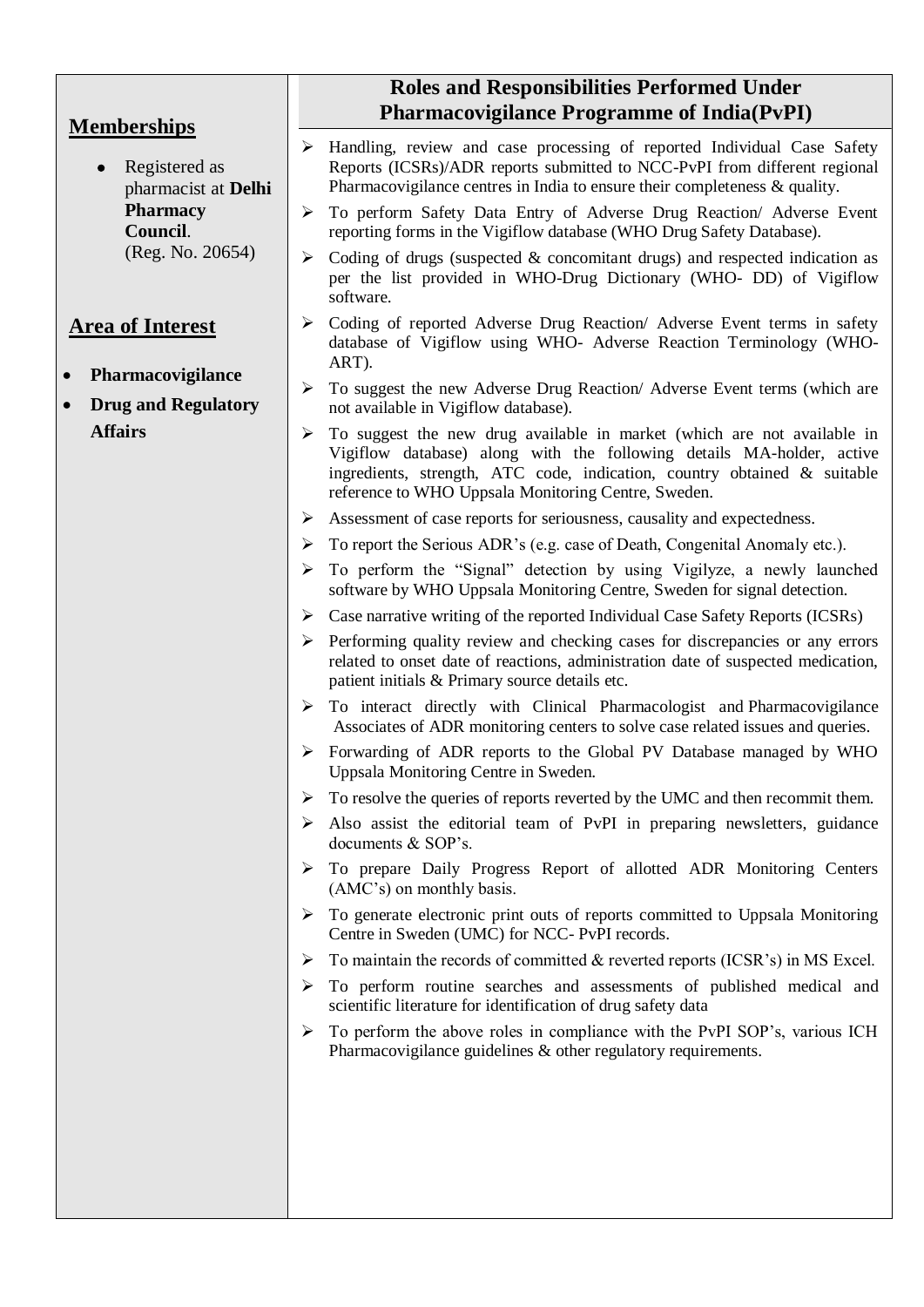## Memberships

- Registered as pharmacist at **Delhi Pharmacy Council**. (Reg. No. 20654)

## Area of Interest

- **Pharmacovigilance**
- **Drug and Regulatory Affairs**

## Roles and Responsibilities Performed Under Pharmacovigilance Programme of India(PvPI)

- Handling, review and case processing of reported Individual Case Safety Reports (ICSRs)/ADR reports submitted to NCC-PvPI from different regional Pharmacovigilance centres in India to ensure their completeness & quality.
- To perform Safety Data Entry of Adverse Drug Reaction/ Adverse Event reporting forms in the Vigiflow database (WHO Drug Safety Database).
- Coding of drugs (suspected & concomitant drugs) and respected indication as per the list provided in WHO-Drug Dictionary (WHO- DD) of Vigiflow software.
- Coding of reported Adverse Drug Reaction/ Adverse Event terms in safety database of Vigiflow using WHO- Adverse Reaction Terminology (WHO-ART).
- To suggest the new Adverse Drug Reaction/ Adverse Event terms (which are not available in Vigiflow database).
- To suggest the new drug available in market (which are not available in Vigiflow database) along with the following details MA-holder, active ingredients, strength, ATC code, indication, country obtained & suitable reference to WHO Uppsala Monitoring Centre, Sweden.
- Assessment of case reports for seriousness, causality and expectedness.
- To report the Serious ADR's (e.g. case of Death, Congenital Anomaly etc.).
- To perform the "Signal" detection by using Vigilyze, a newly launched software by WHO Uppsala Monitoring Centre, Sweden for signal detection.
- Case narrative writing of the reported Individual Case Safety Reports (ICSRs)
- Performing quality review and checking cases for discrepancies or any errors related to onset date of reactions, administration date of suspected medication, patient initials & Primary source details etc.
- To interact directly with Clinical Pharmacologist and Pharmacovigilance Associates of ADR monitoring centers to solve case related issues and queries.
- Forwarding of ADR reports to the Global PV Database managed by WHO Uppsala Monitoring Centre in Sweden.
- To resolve the queries of reports reverted by the UMC and then recommit them.
- Also assist the editorial team of PvPI in preparing newsletters, guidance documents & SOP's.
- To prepare Daily Progress Report of allotted ADR Monitoring Centers (AMC's) on monthly basis.
- To generate electronic print outs of reports committed to Uppsala Monitoring Centre in Sweden (UMC) for NCC- PvPI records.
- To maintain the records of committed & reverted reports (ICSR's) in MS Excel.
- To perform routine searches and assessments of published medical and scientific literature for identification of drug safety data
- To perform the above roles in compliance with the PvPI SOP's, various ICH Pharmacovigilance guidelines & other regulatory requirements.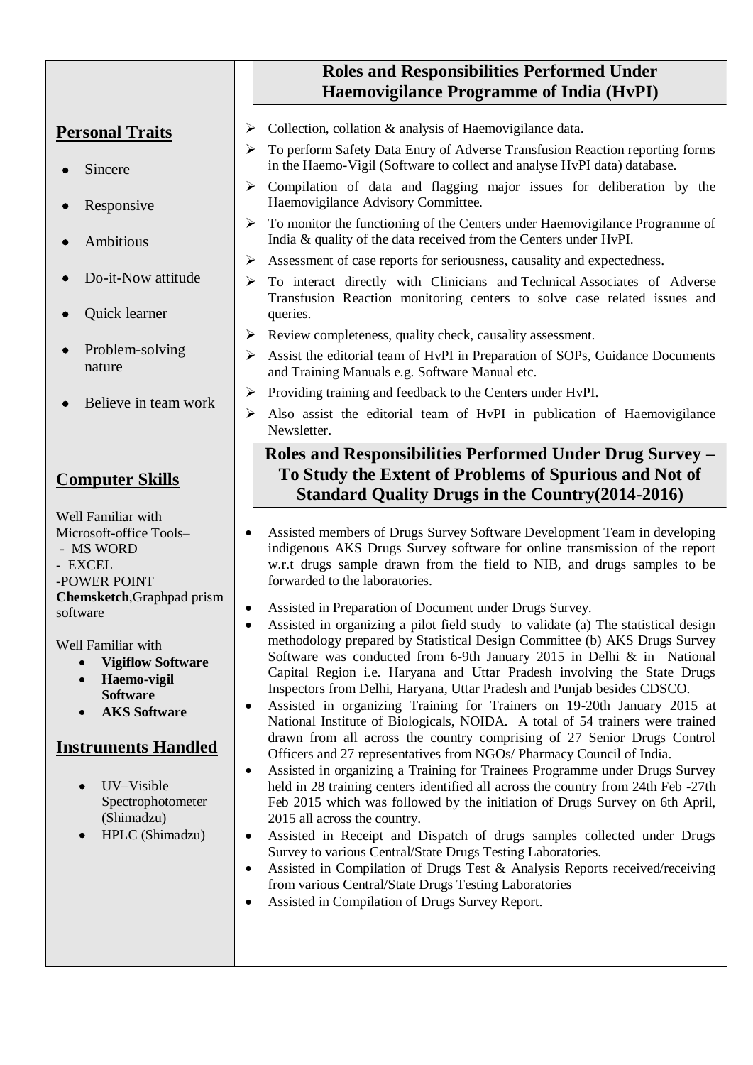## Personal Traits

- Sincere
- Responsive
- Ambitious
- Do-it-Now attitude
- Quick learner
- Problem-solving nature
- Believe in team work

## Computer Skills

Well Familiar with Microsoft-office Tools–
- MS WORD
- EXCEL
- POWER POINT

**Chemsketch**,Graphpad prism software

Well Familiar with
- **Vigiflow Software**
- **Haemo-vigil Software**
- **AKS Software**

## Instruments Handled

- UV–Visible Spectrophotometer (Shimadzu)
- HPLC (Shimadzu)

## Roles and Responsibilities Performed Under Haemovigilance Programme of India (HvPI)

- Collection, collation & analysis of Haemovigilance data.
- To perform Safety Data Entry of Adverse Transfusion Reaction reporting forms in the Haemo-Vigil (Software to collect and analyse HvPI data) database.
- Compilation of data and flagging major issues for deliberation by the Haemovigilance Advisory Committee.
- To monitor the functioning of the Centers under Haemovigilance Programme of India & quality of the data received from the Centers under HvPI.
- Assessment of case reports for seriousness, causality and expectedness.
- To interact directly with Clinicians and Technical Associates of Adverse Transfusion Reaction monitoring centers to solve case related issues and queries.
- Review completeness, quality check, causality assessment.
- Assist the editorial team of HvPI in Preparation of SOPs, Guidance Documents and Training Manuals e.g. Software Manual etc.
- Providing training and feedback to the Centers under HvPI.
- Also assist the editorial team of HvPI in publication of Haemovigilance Newsletter.

## Roles and Responsibilities Performed Under Drug Survey – To Study the Extent of Problems of Spurious and Not of Standard Quality Drugs in the Country(2014-2016)

- Assisted members of Drugs Survey Software Development Team in developing indigenous AKS Drugs Survey software for online transmission of the report w.r.t drugs sample drawn from the field to NIB, and drugs samples to be forwarded to the laboratories.
- Assisted in Preparation of Document under Drugs Survey.
- Assisted in organizing a pilot field study to validate (a) The statistical design methodology prepared by Statistical Design Committee (b) AKS Drugs Survey Software was conducted from 6-9th January 2015 in Delhi & in National Capital Region i.e. Haryana and Uttar Pradesh involving the State Drugs Inspectors from Delhi, Haryana, Uttar Pradesh and Punjab besides CDSCO.
- Assisted in organizing Training for Trainers on 19-20th January 2015 at National Institute of Biologicals, NOIDA. A total of 54 trainers were trained drawn from all across the country comprising of 27 Senior Drugs Control Officers and 27 representatives from NGOs/ Pharmacy Council of India.
- Assisted in organizing a Training for Trainees Programme under Drugs Survey held in 28 training centers identified all across the country from 24th Feb -27th Feb 2015 which was followed by the initiation of Drugs Survey on 6th April, 2015 all across the country.
- Assisted in Receipt and Dispatch of drugs samples collected under Drugs Survey to various Central/State Drugs Testing Laboratories.
- Assisted in Compilation of Drugs Test & Analysis Reports received/receiving from various Central/State Drugs Testing Laboratories
- Assisted in Compilation of Drugs Survey Report.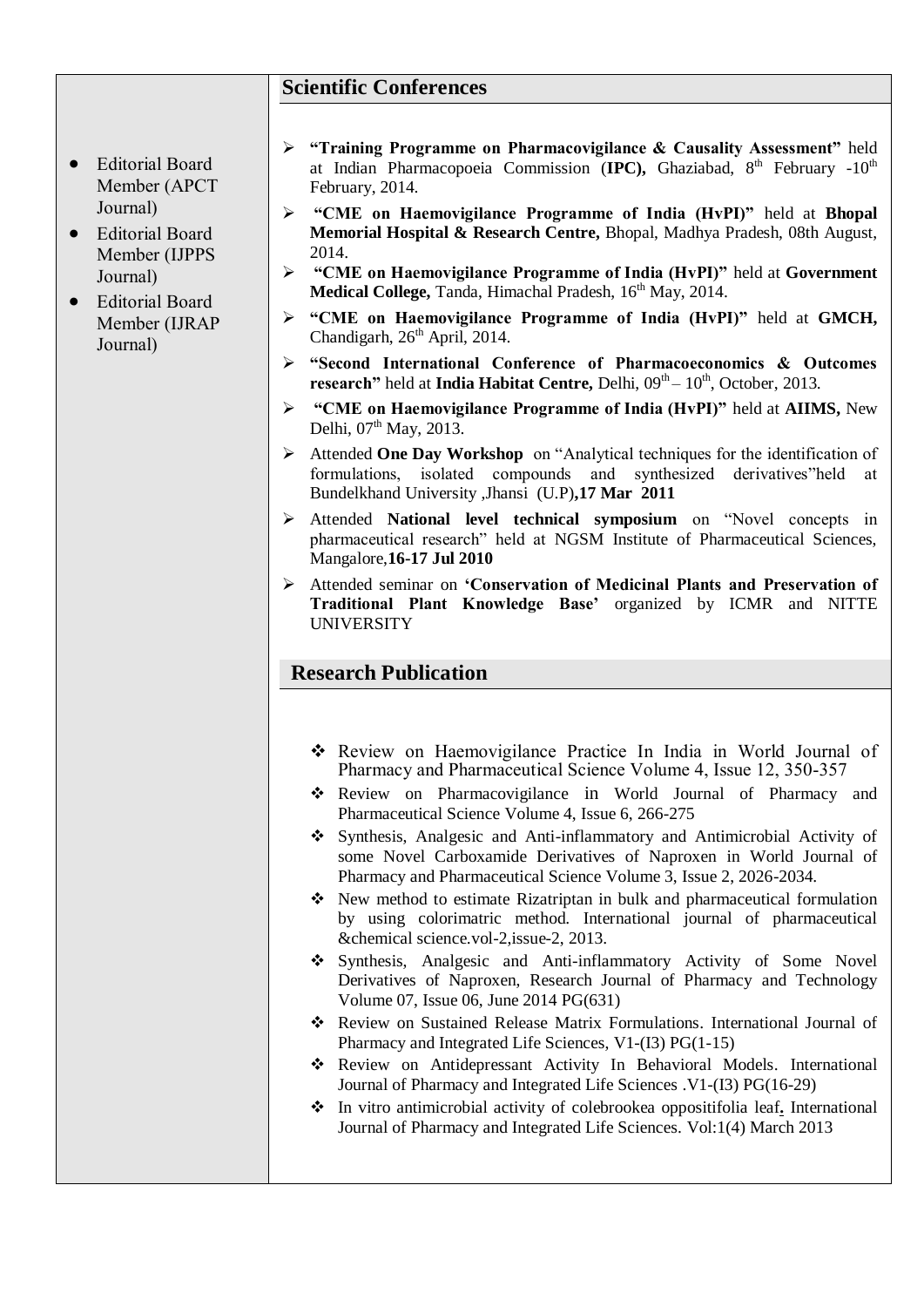- Editorial Board Member (APCT Journal)
- Editorial Board Member (IJPPS Journal)
- Editorial Board Member (IJRAP Journal)

## Scientific Conferences

- **"Training Programme on Pharmacovigilance & Causality Assessment"** held at Indian Pharmacopoeia Commission (**IPC**), Ghaziabad, 8th February -10th February, 2014.
- **"CME on Haemovigilance Programme of India (HvPI)"** held at **Bhopal Memorial Hospital & Research Centre,** Bhopal, Madhya Pradesh, 08th August, 2014.
- **"CME on Haemovigilance Programme of India (HvPI)"** held at **Government Medical College,** Tanda, Himachal Pradesh, 16th May, 2014.
- **"CME on Haemovigilance Programme of India (HvPI)"** held at **GMCH,** Chandigarh, 26th April, 2014.
- **"Second International Conference of Pharmacoeconomics & Outcomes research"** held at **India Habitat Centre,** Delhi, 09th – 10th, October, 2013.
- **"CME on Haemovigilance Programme of India (HvPI)"** held at **AIIMS,** New Delhi, 07th May, 2013.
- Attended **One Day Workshop** on "Analytical techniques for the identification of formulations, isolated compounds and synthesized derivatives"held at Bundelkhand University ,Jhansi (U.P)**,17 Mar 2011**
- Attended **National level technical symposium** on "Novel concepts in pharmaceutical research" held at NGSM Institute of Pharmaceutical Sciences, Mangalore,**16-17 Jul 2010**
- Attended seminar on **'Conservation of Medicinal Plants and Preservation of Traditional Plant Knowledge Base'** organized by ICMR and NITTE UNIVERSITY

## Research Publication

- Review on Haemovigilance Practice In India in World Journal of Pharmacy and Pharmaceutical Science Volume 4, Issue 12, 350-357
- Review on Pharmacovigilance in World Journal of Pharmacy and Pharmaceutical Science Volume 4, Issue 6, 266-275
- Synthesis, Analgesic and Anti-inflammatory and Antimicrobial Activity of some Novel Carboxamide Derivatives of Naproxen in World Journal of Pharmacy and Pharmaceutical Science Volume 3, Issue 2, 2026-2034.
- New method to estimate Rizatriptan in bulk and pharmaceutical formulation by using colorimatric method. International journal of pharmaceutical &chemical science.vol-2,issue-2, 2013.
- Synthesis, Analgesic and Anti-inflammatory Activity of Some Novel Derivatives of Naproxen, Research Journal of Pharmacy and Technology Volume 07, Issue 06, June 2014 PG(631)
- Review on Sustained Release Matrix Formulations. International Journal of Pharmacy and Integrated Life Sciences, V1-(I3) PG(1-15)
- Review on Antidepressant Activity In Behavioral Models. International Journal of Pharmacy and Integrated Life Sciences .V1-(I3) PG(16-29)
- In vitro antimicrobial activity of colebrookea oppositifolia leaf**.** International Journal of Pharmacy and Integrated Life Sciences. Vol:1(4) March 2013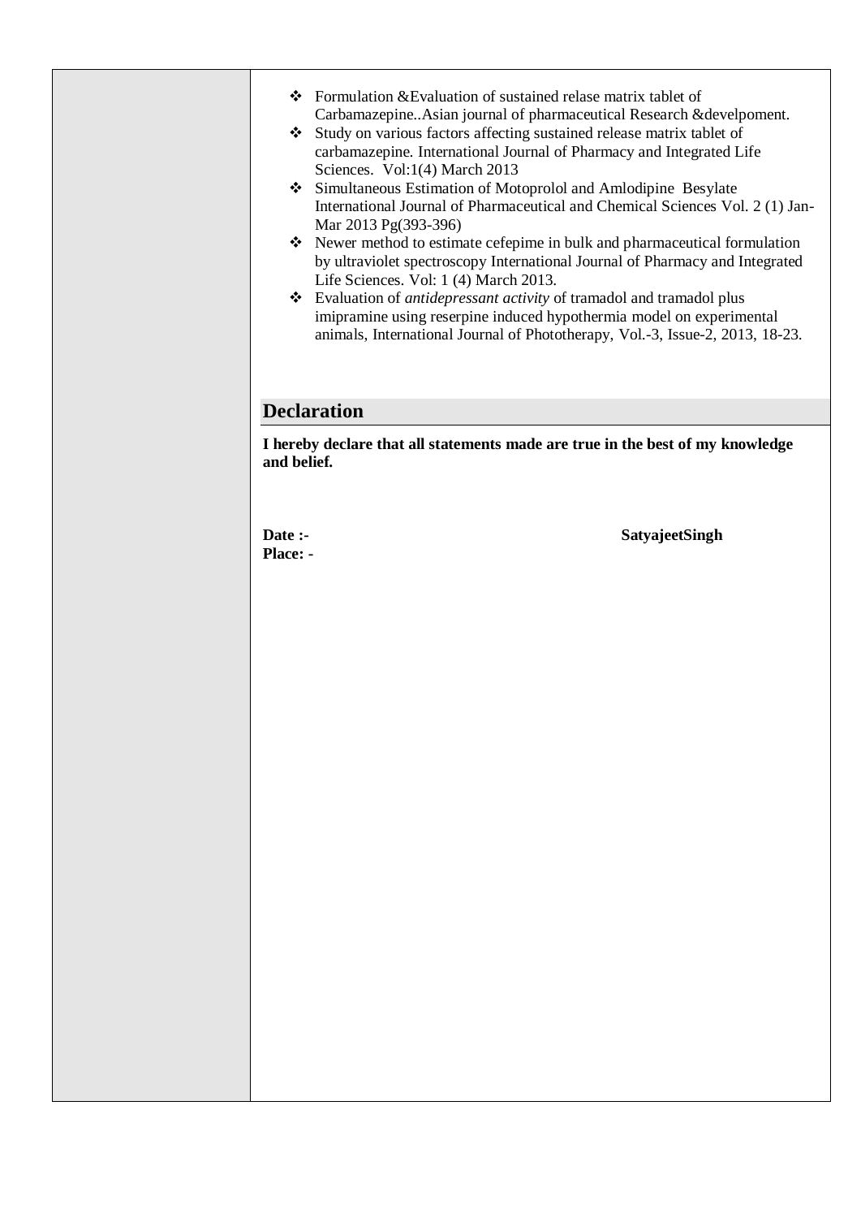- Formulation &Evaluation of sustained relase matrix tablet of Carbamazepine..Asian journal of pharmaceutical Research &develpoment.
- Study on various factors affecting sustained release matrix tablet of carbamazepine. International Journal of Pharmacy and Integrated Life Sciences. Vol:1(4) March 2013
- Simultaneous Estimation of Motoprolol and Amlodipine Besylate International Journal of Pharmaceutical and Chemical Sciences Vol. 2 (1) Jan-Mar 2013 Pg(393-396)
- Newer method to estimate cefepime in bulk and pharmaceutical formulation by ultraviolet spectroscopy International Journal of Pharmacy and Integrated Life Sciences. Vol: 1 (4) March 2013.
- Evaluation of *antidepressant activity* of tramadol and tramadol plus imipramine using reserpine induced hypothermia model on experimental animals, International Journal of Phototherapy, Vol.-3, Issue-2, 2013, 18-23.

## Declaration

**I hereby declare that all statements made are true in the best of my knowledge and belief.**

**Date :-** **SatyajeetSingh**

**Place: -**